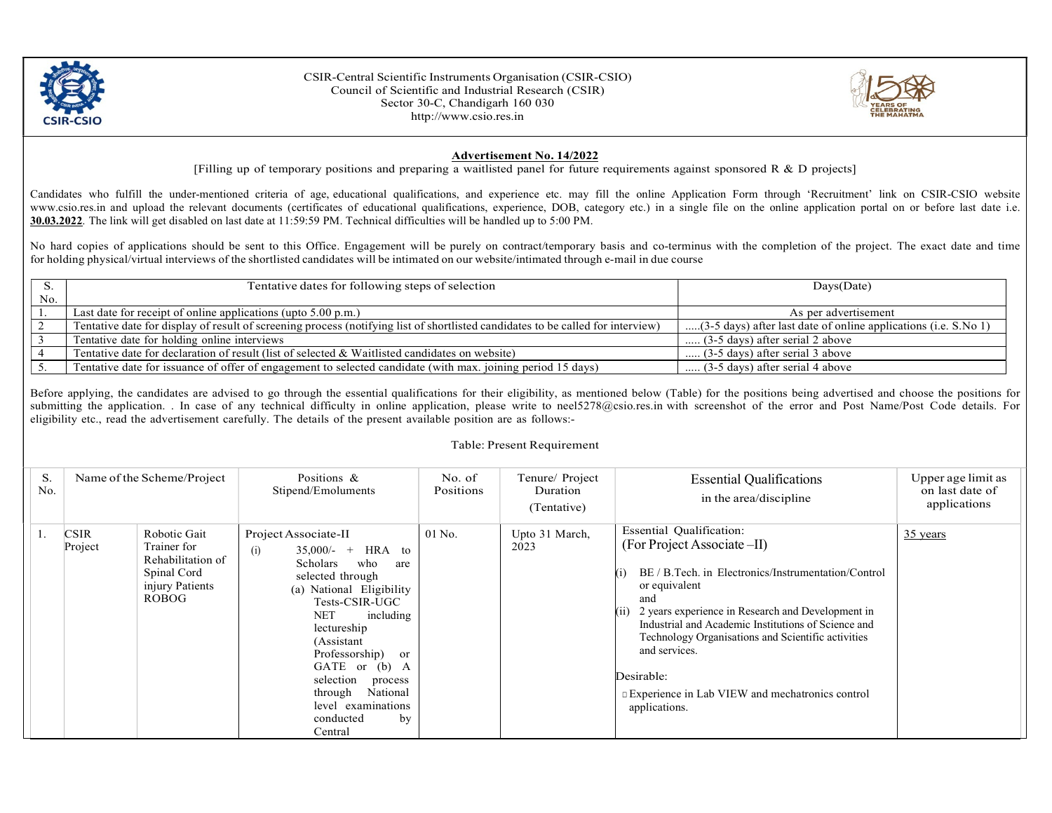CSIR-Central Scientific Instruments Organisation (CSIR-CSIO)
Council of Scientific and Industrial Research (CSIR)
Sector 30-C, Chandigarh 160 030
http://www.csio.res.in

## Advertisement No. 14/2022

[Filling up of temporary positions and preparing a waitlisted panel for future requirements against sponsored R & D projects]

Candidates who fulfill the under-mentioned criteria of age, educational qualifications, and experience etc. may fill the online Application Form through 'Recruitment' link on CSIR-CSIO website www.csio.res.in and upload the relevant documents (certificates of educational qualifications, experience, DOB, category etc.) in a single file on the online application portal on or before last date i.e. **30.03.2022**. The link will get disabled on last date at 11:59:59 PM. Technical difficulties will be handled up to 5:00 PM.

No hard copies of applications should be sent to this Office. Engagement will be purely on contract/temporary basis and co-terminus with the completion of the project. The exact date and time for holding physical/virtual interviews of the shortlisted candidates will be intimated on our website/intimated through e-mail in due course

| S. No. | Tentative dates for following steps of selection | Days(Date) |
|---|---|---|
| 1. | Last date for receipt of online applications (upto 5.00 p.m.) | As per advertisement |
| 2 | Tentative date for display of result of screening process (notifying list of shortlisted candidates to be called for interview) | .....(3-5 days) after last date of online applications (i.e. S.No 1) |
| 3 | Tentative date for holding online interviews | ..... (3-5 days) after serial 2 above |
| 4 | Tentative date for declaration of result (list of selected & Waitlisted candidates on website) | ..... (3-5 days) after serial 3 above |
| 5. | Tentative date for issuance of offer of engagement to selected candidate (with max. joining period 15 days) | ..... (3-5 days) after serial 4 above |

Before applying, the candidates are advised to go through the essential qualifications for their eligibility, as mentioned below (Table) for the positions being advertised and choose the positions for submitting the application. . In case of any technical difficulty in online application, please write to neel5278@csio.res.in with screenshot of the error and Post Name/Post Code details. For eligibility etc., read the advertisement carefully. The details of the present available position are as follows:-

Table: Present Requirement

| S. No. | Name of the Scheme/Project | | Positions & Stipend/Emoluments | No. of Positions | Tenure/ Project Duration (Tentative) | Essential Qualifications in the area/discipline | Upper age limit as on last date of applications |
|---|---|---|---|---|---|---|---|
| 1. | CSIR Project | Robotic Gait Trainer for Rehabilitation of Spinal Cord injury Patients ROBOG | Project Associate-II<br>(i) 35,000/- + HRA to Scholars who are selected through (a) National Eligibility Tests-CSIR-UGC NET including lectureship (Assistant Professorship) or GATE or (b) A selection process through National level examinations conducted by Central | 01 No. | Upto 31 March, 2023 | Essential Qualification:<br>(For Project Associate –II)<br>(i) BE / B.Tech. in Electronics/Instrumentation/Control or equivalent<br>and<br>(ii) 2 years experience in Research and Development in Industrial and Academic Institutions of Science and Technology Organisations and Scientific activities and services.<br><br>Desirable:<br>□ Experience in Lab VIEW and mechatronics control applications. | 35 years |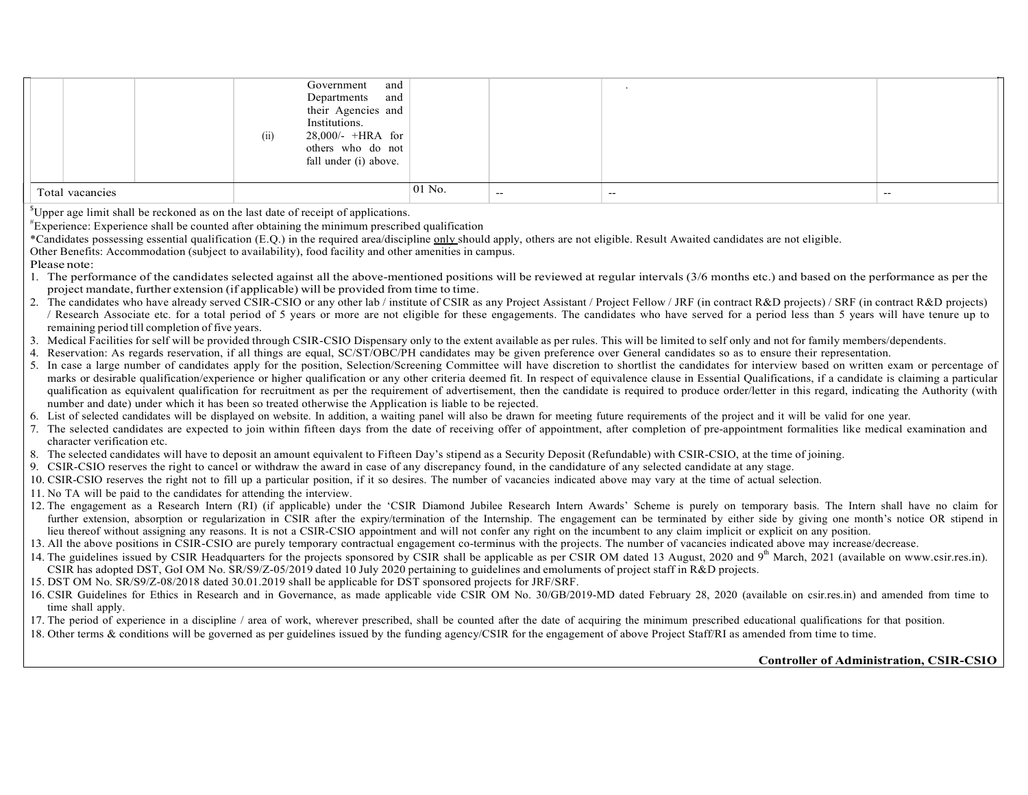| | | | | | | | |
|---|---|---|---|---|---|---|---|
| | | | Government and Departments and their Agencies and Institutions.<br>(ii) 28,000/- +HRA for others who do not fall under (i) above. | | | . | |
| Total vacancies | | | | 01 No. | -- | -- | -- |

$Upper age limit shall be reckoned as on the last date of receipt of applications.

#Experience: Experience shall be counted after obtaining the minimum prescribed qualification

*Candidates possessing essential qualification (E.Q.) in the required area/discipline only should apply, others are not eligible. Result Awaited candidates are not eligible.

Other Benefits: Accommodation (subject to availability), food facility and other amenities in campus.

Please note:

1. The performance of the candidates selected against all the above-mentioned positions will be reviewed at regular intervals (3/6 months etc.) and based on the performance as per the project mandate, further extension (if applicable) will be provided from time to time.
2. The candidates who have already served CSIR-CSIO or any other lab / institute of CSIR as any Project Assistant / Project Fellow / JRF (in contract R&D projects) / SRF (in contract R&D projects) / Research Associate etc. for a total period of 5 years or more are not eligible for these engagements. The candidates who have served for a period less than 5 years will have tenure up to remaining period till completion of five years.
3. Medical Facilities for self will be provided through CSIR-CSIO Dispensary only to the extent available as per rules. This will be limited to self only and not for family members/dependents.
4. Reservation: As regards reservation, if all things are equal, SC/ST/OBC/PH candidates may be given preference over General candidates so as to ensure their representation.
5. In case a large number of candidates apply for the position, Selection/Screening Committee will have discretion to shortlist the candidates for interview based on written exam or percentage of marks or desirable qualification/experience or higher qualification or any other criteria deemed fit. In respect of equivalence clause in Essential Qualifications, if a candidate is claiming a particular qualification as equivalent qualification for recruitment as per the requirement of advertisement, then the candidate is required to produce order/letter in this regard, indicating the Authority (with number and date) under which it has been so treated otherwise the Application is liable to be rejected.
6. List of selected candidates will be displayed on website. In addition, a waiting panel will also be drawn for meeting future requirements of the project and it will be valid for one year.
7. The selected candidates are expected to join within fifteen days from the date of receiving offer of appointment, after completion of pre-appointment formalities like medical examination and character verification etc.
8. The selected candidates will have to deposit an amount equivalent to Fifteen Day's stipend as a Security Deposit (Refundable) with CSIR-CSIO, at the time of joining.
9. CSIR-CSIO reserves the right to cancel or withdraw the award in case of any discrepancy found, in the candidature of any selected candidate at any stage.
10. CSIR-CSIO reserves the right not to fill up a particular position, if it so desires. The number of vacancies indicated above may vary at the time of actual selection.
11. No TA will be paid to the candidates for attending the interview.
12. The engagement as a Research Intern (RI) (if applicable) under the 'CSIR Diamond Jubilee Research Intern Awards' Scheme is purely on temporary basis. The Intern shall have no claim for further extension, absorption or regularization in CSIR after the expiry/termination of the Internship. The engagement can be terminated by either side by giving one month's notice OR stipend in lieu thereof without assigning any reasons. It is not a CSIR-CSIO appointment and will not confer any right on the incumbent to any claim implicit or explicit on any position.
13. All the above positions in CSIR-CSIO are purely temporary contractual engagement co-terminus with the projects. The number of vacancies indicated above may increase/decrease.
14. The guidelines issued by CSIR Headquarters for the projects sponsored by CSIR shall be applicable as per CSIR OM dated 13 August, 2020 and 9th March, 2021 (available on www.csir.res.in). CSIR has adopted DST, GoI OM No. SR/S9/Z-05/2019 dated 10 July 2020 pertaining to guidelines and emoluments of project staff in R&D projects.
15. DST OM No. SR/S9/Z-08/2018 dated 30.01.2019 shall be applicable for DST sponsored projects for JRF/SRF.
16. CSIR Guidelines for Ethics in Research and in Governance, as made applicable vide CSIR OM No. 30/GB/2019-MD dated February 28, 2020 (available on csir.res.in) and amended from time to time shall apply.
17. The period of experience in a discipline / area of work, wherever prescribed, shall be counted after the date of acquiring the minimum prescribed educational qualifications for that position.
18. Other terms & conditions will be governed as per guidelines issued by the funding agency/CSIR for the engagement of above Project Staff/RI as amended from time to time.

**Controller of Administration, CSIR-CSIO**